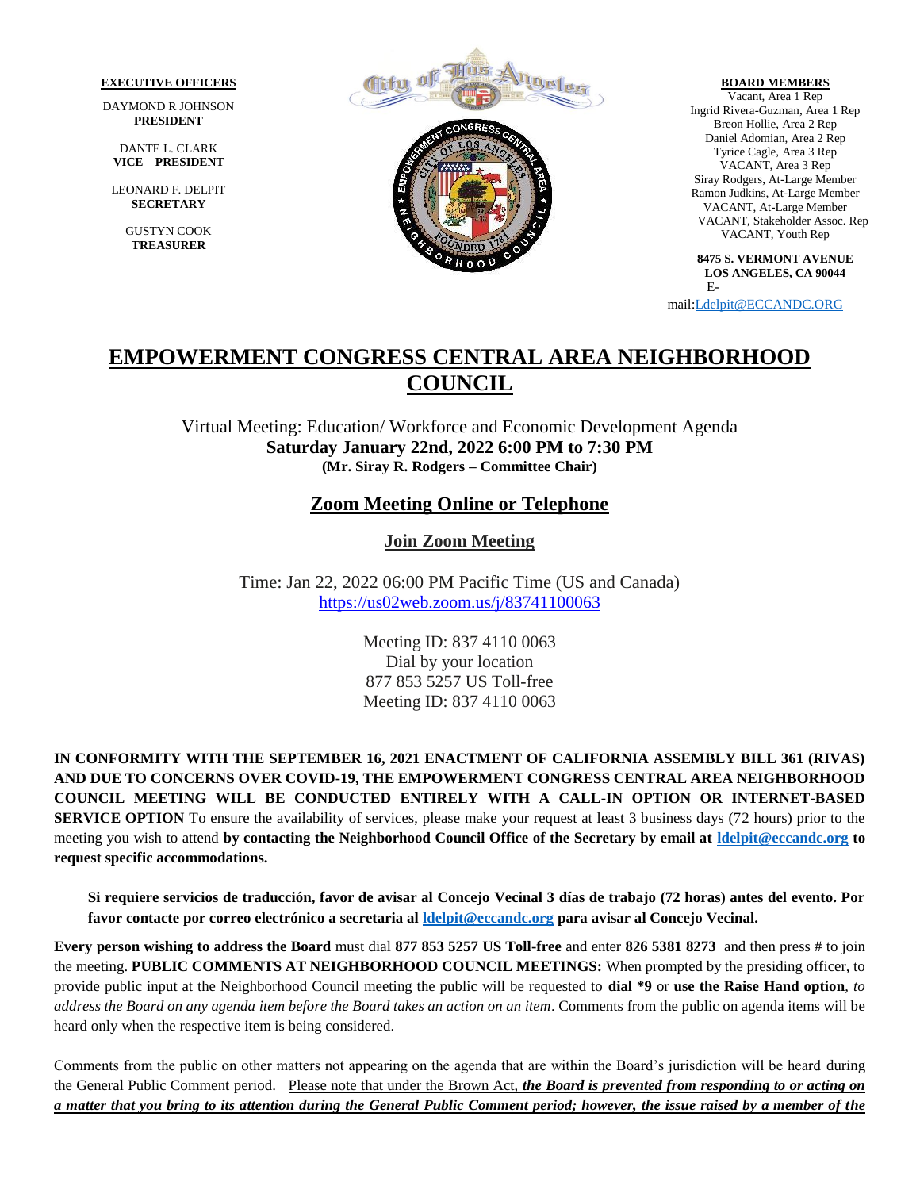**EXECUTIVE OFFICERS**

DAYMOND R JOHNSON
**PRESIDENT**

DANTE L. CLARK
**VICE – PRESIDENT**

LEONARD F. DELPIT
**SECRETARY**

GUSTYN COOK
**TREASURER**

**BOARD MEMBERS**

Vacant, Area 1 Rep
Ingrid Rivera-Guzman, Area 1 Rep
Breon Hollie, Area 2 Rep
Daniel Adomian, Area 2 Rep
Tyrice Cagle, Area 3 Rep
VACANT, Area 3 Rep
Siray Rodgers, At-Large Member
Ramon Judkins, At-Large Member
VACANT, At-Large Member
VACANT, Stakeholder Assoc. Rep
VACANT, Youth Rep

**8475 S. VERMONT AVENUE**
**LOS ANGELES, CA 90044**
E-mail:Ldelpit@ECCANDC.ORG

# EMPOWERMENT CONGRESS CENTRAL AREA NEIGHBORHOOD COUNCIL

Virtual Meeting: Education/ Workforce and Economic Development Agenda
**Saturday January 22nd, 2022 6:00 PM to 7:30 PM**
**(Mr. Siray R. Rodgers – Committee Chair)**

## Zoom Meeting Online or Telephone

### Join Zoom Meeting

Time: Jan 22, 2022 06:00 PM Pacific Time (US and Canada)
https://us02web.zoom.us/j/83741100063

Meeting ID: 837 4110 0063
Dial by your location
877 853 5257 US Toll-free
Meeting ID: 837 4110 0063

**IN CONFORMITY WITH THE SEPTEMBER 16, 2021 ENACTMENT OF CALIFORNIA ASSEMBLY BILL 361 (RIVAS) AND DUE TO CONCERNS OVER COVID-19, THE EMPOWERMENT CONGRESS CENTRAL AREA NEIGHBORHOOD COUNCIL MEETING WILL BE CONDUCTED ENTIRELY WITH A CALL-IN OPTION OR INTERNET-BASED SERVICE OPTION** To ensure the availability of services, please make your request at least 3 business days (72 hours) prior to the meeting you wish to attend **by contacting the Neighborhood Council Office of the Secretary by email at ldelpit@eccandc.org to request specific accommodations.**

**Si requiere servicios de traducción, favor de avisar al Concejo Vecinal 3 días de trabajo (72 horas) antes del evento. Por favor contacte por correo electrónico a secretaria al ldelpit@eccandc.org para avisar al Concejo Vecinal.**

**Every person wishing to address the Board** must dial **877 853 5257 US Toll-free** and enter **826 5381 8273** and then press # to join the meeting. **PUBLIC COMMENTS AT NEIGHBORHOOD COUNCIL MEETINGS:** When prompted by the presiding officer, to provide public input at the Neighborhood Council meeting the public will be requested to **dial \*9** or **use the Raise Hand option**, *to address the Board on any agenda item before the Board takes an action on an item*. Comments from the public on agenda items will be heard only when the respective item is being considered.

Comments from the public on other matters not appearing on the agenda that are within the Board's jurisdiction will be heard during the General Public Comment period. Please note that under the Brown Act, ***the Board is prevented from responding to or acting on a matter that you bring to its attention during the General Public Comment period; however, the issue raised by a member of the***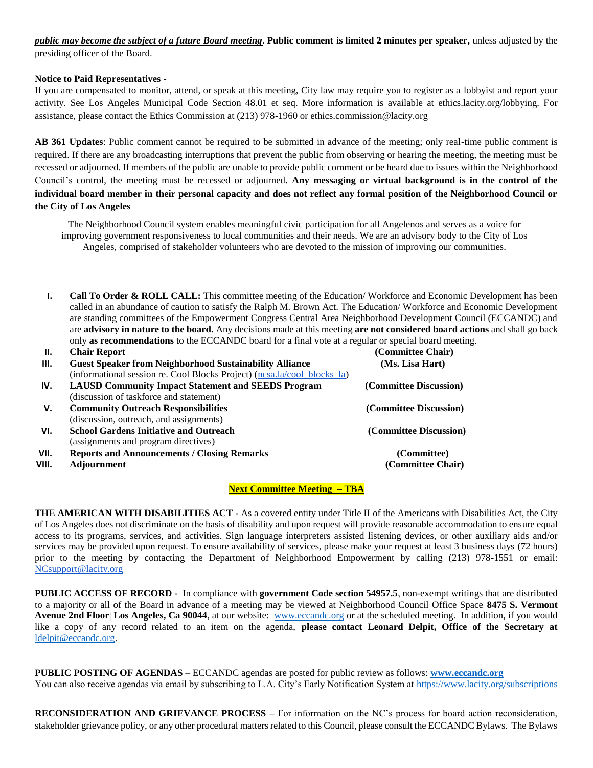***public may become the subject of a future Board meeting***. **Public comment is limited 2 minutes per speaker,** unless adjusted by the presiding officer of the Board.

**Notice to Paid Representatives** -

If you are compensated to monitor, attend, or speak at this meeting, City law may require you to register as a lobbyist and report your activity. See Los Angeles Municipal Code Section 48.01 et seq. More information is available at ethics.lacity.org/lobbying. For assistance, please contact the Ethics Commission at (213) 978-1960 or ethics.commission@lacity.org

**AB 361 Updates**: Public comment cannot be required to be submitted in advance of the meeting; only real-time public comment is required. If there are any broadcasting interruptions that prevent the public from observing or hearing the meeting, the meeting must be recessed or adjourned. If members of the public are unable to provide public comment or be heard due to issues within the Neighborhood Council's control, the meeting must be recessed or adjourned**. Any messaging or virtual background is in the control of the individual board member in their personal capacity and does not reflect any formal position of the Neighborhood Council or the City of Los Angeles**

The Neighborhood Council system enables meaningful civic participation for all Angelenos and serves as a voice for improving government responsiveness to local communities and their needs. We are an advisory body to the City of Los Angeles, comprised of stakeholder volunteers who are devoted to the mission of improving our communities.

I. **Call To Order & ROLL CALL:** This committee meeting of the Education/ Workforce and Economic Development has been called in an abundance of caution to satisfy the Ralph M. Brown Act. The Education/ Workforce and Economic Development are standing committees of the Empowerment Congress Central Area Neighborhood Development Council (ECCANDC) and are **advisory in nature to the board.** Any decisions made at this meeting **are not considered board actions** and shall go back only **as recommendations** to the ECCANDC board for a final vote at a regular or special board meeting.

II. **Chair Report** **(Committee Chair)**

III. **Guest Speaker from Neighborhood Sustainability Alliance** **(Ms. Lisa Hart)**
(informational session re. Cool Blocks Project) (ncsa.la/cool_blocks_la)

IV. **LAUSD Community Impact Statement and SEEDS Program** **(Committee Discussion)**
(discussion of taskforce and statement)

V. **Community Outreach Responsibilities** **(Committee Discussion)**
(discussion, outreach, and assignments)

VI. **School Gardens Initiative and Outreach** **(Committee Discussion)**
(assignments and program directives)

VII. **Reports and Announcements / Closing Remarks** **(Committee)**

VIII. **Adjournment** **(Committee Chair)**

**Next Committee Meeting – TBA**

**THE AMERICAN WITH DISABILITIES ACT -** As a covered entity under Title II of the Americans with Disabilities Act, the City of Los Angeles does not discriminate on the basis of disability and upon request will provide reasonable accommodation to ensure equal access to its programs, services, and activities. Sign language interpreters assisted listening devices, or other auxiliary aids and/or services may be provided upon request. To ensure availability of services, please make your request at least 3 business days (72 hours) prior to the meeting by contacting the Department of Neighborhood Empowerment by calling (213) 978-1551 or email: NCsupport@lacity.org

**PUBLIC ACCESS OF RECORD -** In compliance with **government Code section 54957.5**, non-exempt writings that are distributed to a majority or all of the Board in advance of a meeting may be viewed at Neighborhood Council Office Space **8475 S. Vermont Avenue 2nd Floor| Los Angeles, Ca 90044**, at our website: www.eccandc.org or at the scheduled meeting. In addition, if you would like a copy of any record related to an item on the agenda, **please contact Leonard Delpit, Office of the Secretary at** ldelpit@eccandc.org.

**PUBLIC POSTING OF AGENDAS** – ECCANDC agendas are posted for public review as follows: **www.eccandc.org**
You can also receive agendas via email by subscribing to L.A. City's Early Notification System at https://www.lacity.org/subscriptions

**RECONSIDERATION AND GRIEVANCE PROCESS –** For information on the NC's process for board action reconsideration, stakeholder grievance policy, or any other procedural matters related to this Council, please consult the ECCANDC Bylaws. The Bylaws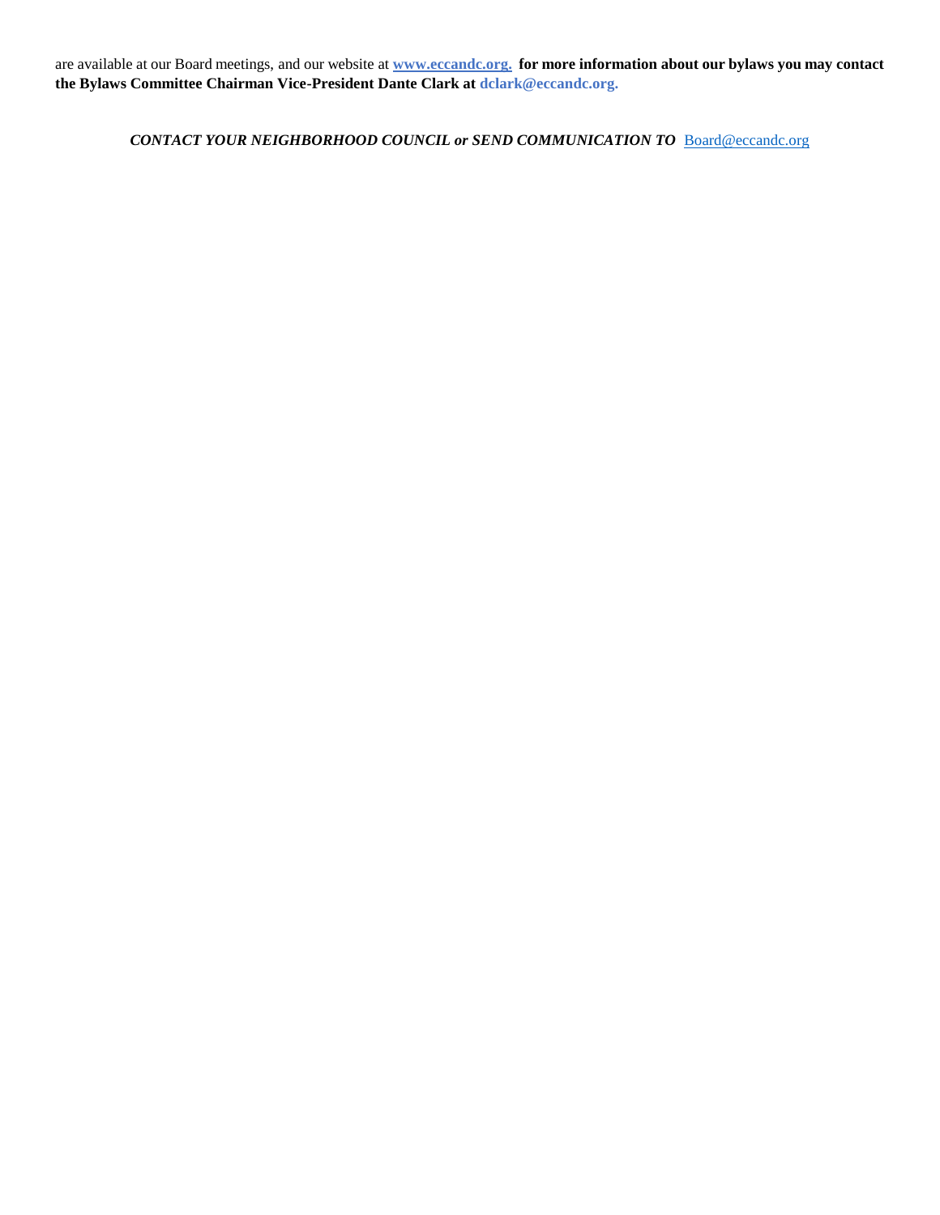are available at our Board meetings, and our website at **www.eccandc.org.** **for more information about our bylaws you may contact the Bylaws Committee Chairman Vice-President Dante Clark at dclark@eccandc.org.**

***CONTACT YOUR NEIGHBORHOOD COUNCIL or SEND COMMUNICATION TO*** Board@eccandc.org